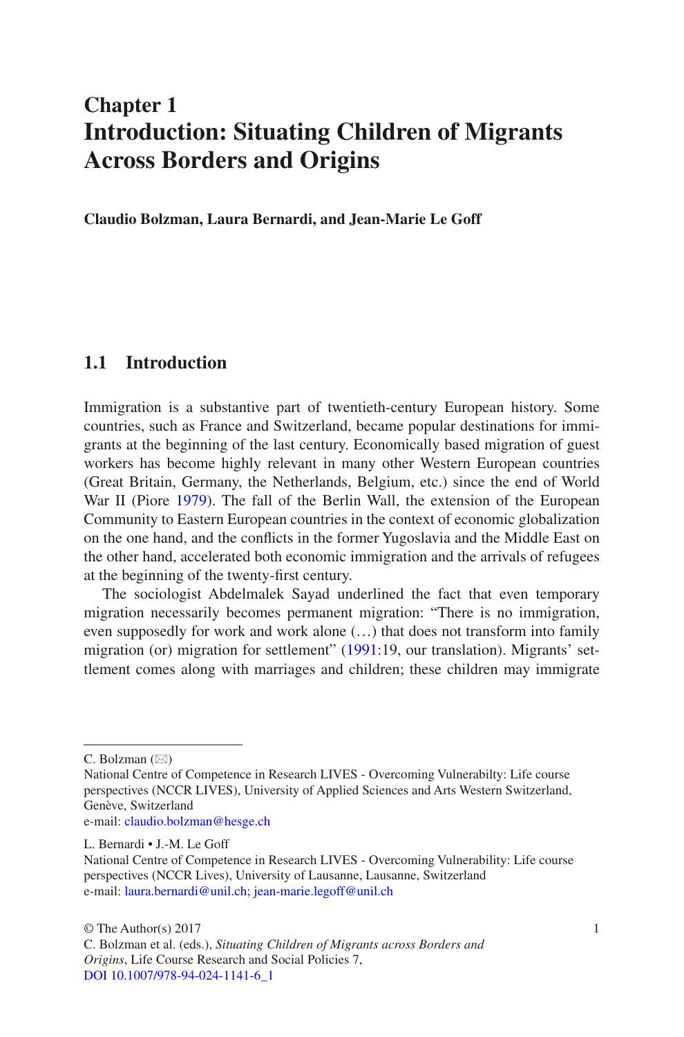# Chapter 1
# Introduction: Situating Children of Migrants Across Borders and Origins

**Claudio Bolzman, Laura Bernardi, and Jean-Marie Le Goff**

## 1.1 Introduction

Immigration is a substantive part of twentieth-century European history. Some countries, such as France and Switzerland, became popular destinations for immigrants at the beginning of the last century. Economically based migration of guest workers has become highly relevant in many other Western European countries (Great Britain, Germany, the Netherlands, Belgium, etc.) since the end of World War II (Piore 1979). The fall of the Berlin Wall, the extension of the European Community to Eastern European countries in the context of economic globalization on the one hand, and the conflicts in the former Yugoslavia and the Middle East on the other hand, accelerated both economic immigration and the arrivals of refugees at the beginning of the twenty-first century.

The sociologist Abdelmalek Sayad underlined the fact that even temporary migration necessarily becomes permanent migration: "There is no immigration, even supposedly for work and work alone (…) that does not transform into family migration (or) migration for settlement" (1991:19, our translation). Migrants' settlement comes along with marriages and children; these children may immigrate

---

C. Bolzman (✉)
National Centre of Competence in Research LIVES - Overcoming Vulnerabilty: Life course perspectives (NCCR LIVES), University of Applied Sciences and Arts Western Switzerland, Genève, Switzerland
e-mail: claudio.bolzman@hesge.ch

L. Bernardi • J.-M. Le Goff
National Centre of Competence in Research LIVES - Overcoming Vulnerability: Life course perspectives (NCCR Lives), University of Lausanne, Lausanne, Switzerland
e-mail: laura.bernardi@unil.ch; jean-marie.legoff@unil.ch

© The Author(s) 2017
C. Bolzman et al. (eds.), *Situating Children of Migrants across Borders and Origins*, Life Course Research and Social Policies 7,
DOI 10.1007/978-94-024-1141-6_1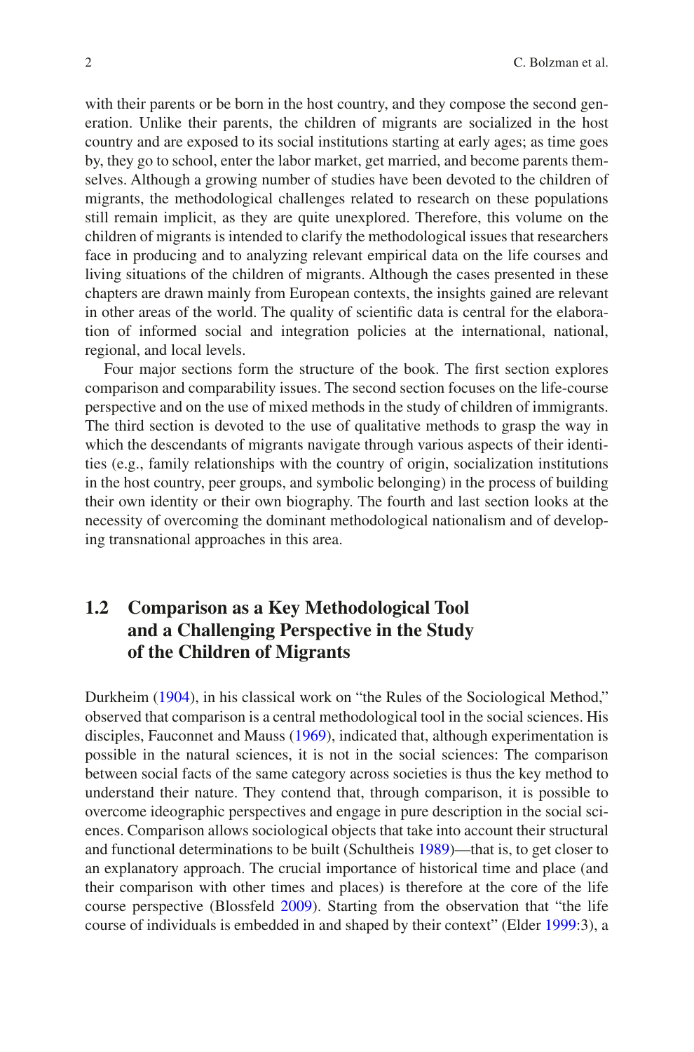with their parents or be born in the host country, and they compose the second generation. Unlike their parents, the children of migrants are socialized in the host country and are exposed to its social institutions starting at early ages; as time goes by, they go to school, enter the labor market, get married, and become parents themselves. Although a growing number of studies have been devoted to the children of migrants, the methodological challenges related to research on these populations still remain implicit, as they are quite unexplored. Therefore, this volume on the children of migrants is intended to clarify the methodological issues that researchers face in producing and to analyzing relevant empirical data on the life courses and living situations of the children of migrants. Although the cases presented in these chapters are drawn mainly from European contexts, the insights gained are relevant in other areas of the world. The quality of scientific data is central for the elaboration of informed social and integration policies at the international, national, regional, and local levels.

Four major sections form the structure of the book. The first section explores comparison and comparability issues. The second section focuses on the life-course perspective and on the use of mixed methods in the study of children of immigrants. The third section is devoted to the use of qualitative methods to grasp the way in which the descendants of migrants navigate through various aspects of their identities (e.g., family relationships with the country of origin, socialization institutions in the host country, peer groups, and symbolic belonging) in the process of building their own identity or their own biography. The fourth and last section looks at the necessity of overcoming the dominant methodological nationalism and of developing transnational approaches in this area.

## 1.2 Comparison as a Key Methodological Tool and a Challenging Perspective in the Study of the Children of Migrants

Durkheim (1904), in his classical work on "the Rules of the Sociological Method," observed that comparison is a central methodological tool in the social sciences. His disciples, Fauconnet and Mauss (1969), indicated that, although experimentation is possible in the natural sciences, it is not in the social sciences: The comparison between social facts of the same category across societies is thus the key method to understand their nature. They contend that, through comparison, it is possible to overcome ideographic perspectives and engage in pure description in the social sciences. Comparison allows sociological objects that take into account their structural and functional determinations to be built (Schultheis 1989)—that is, to get closer to an explanatory approach. The crucial importance of historical time and place (and their comparison with other times and places) is therefore at the core of the life course perspective (Blossfeld 2009). Starting from the observation that "the life course of individuals is embedded in and shaped by their context" (Elder 1999:3), a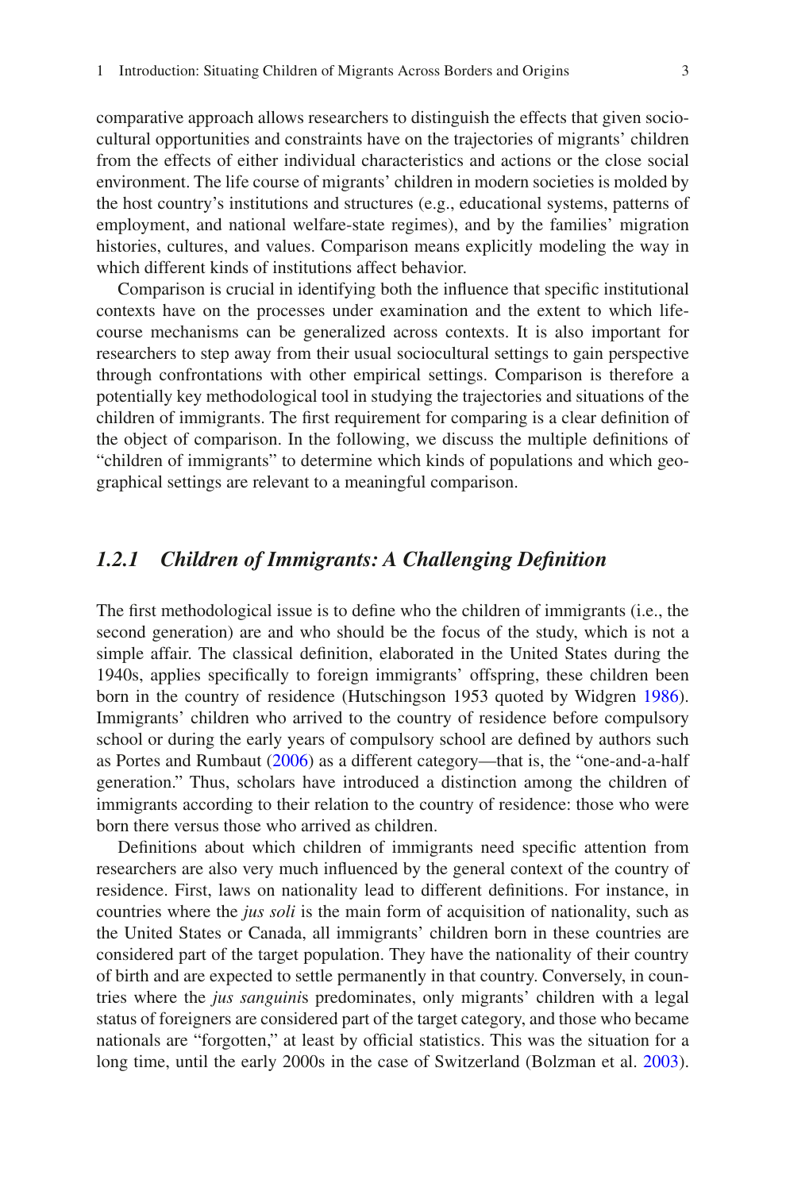comparative approach allows researchers to distinguish the effects that given sociocultural opportunities and constraints have on the trajectories of migrants' children from the effects of either individual characteristics and actions or the close social environment. The life course of migrants' children in modern societies is molded by the host country's institutions and structures (e.g., educational systems, patterns of employment, and national welfare-state regimes), and by the families' migration histories, cultures, and values. Comparison means explicitly modeling the way in which different kinds of institutions affect behavior.

Comparison is crucial in identifying both the influence that specific institutional contexts have on the processes under examination and the extent to which life-course mechanisms can be generalized across contexts. It is also important for researchers to step away from their usual sociocultural settings to gain perspective through confrontations with other empirical settings. Comparison is therefore a potentially key methodological tool in studying the trajectories and situations of the children of immigrants. The first requirement for comparing is a clear definition of the object of comparison. In the following, we discuss the multiple definitions of "children of immigrants" to determine which kinds of populations and which geographical settings are relevant to a meaningful comparison.

### *1.2.1 Children of Immigrants: A Challenging Definition*

The first methodological issue is to define who the children of immigrants (i.e., the second generation) are and who should be the focus of the study, which is not a simple affair. The classical definition, elaborated in the United States during the 1940s, applies specifically to foreign immigrants' offspring, these children been born in the country of residence (Hutschingson 1953 quoted by Widgren 1986). Immigrants' children who arrived to the country of residence before compulsory school or during the early years of compulsory school are defined by authors such as Portes and Rumbaut (2006) as a different category—that is, the "one-and-a-half generation." Thus, scholars have introduced a distinction among the children of immigrants according to their relation to the country of residence: those who were born there versus those who arrived as children.

Definitions about which children of immigrants need specific attention from researchers are also very much influenced by the general context of the country of residence. First, laws on nationality lead to different definitions. For instance, in countries where the *jus soli* is the main form of acquisition of nationality, such as the United States or Canada, all immigrants' children born in these countries are considered part of the target population. They have the nationality of their country of birth and are expected to settle permanently in that country. Conversely, in countries where the *jus sanguini*s predominates, only migrants' children with a legal status of foreigners are considered part of the target category, and those who became nationals are "forgotten," at least by official statistics. This was the situation for a long time, until the early 2000s in the case of Switzerland (Bolzman et al. 2003).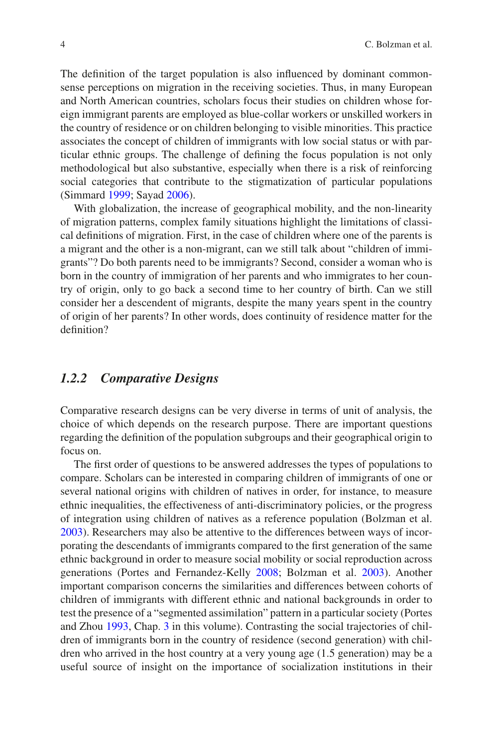The definition of the target population is also influenced by dominant common-sense perceptions on migration in the receiving societies. Thus, in many European and North American countries, scholars focus their studies on children whose foreign immigrant parents are employed as blue-collar workers or unskilled workers in the country of residence or on children belonging to visible minorities. This practice associates the concept of children of immigrants with low social status or with particular ethnic groups. The challenge of defining the focus population is not only methodological but also substantive, especially when there is a risk of reinforcing social categories that contribute to the stigmatization of particular populations (Simmard 1999; Sayad 2006).

With globalization, the increase of geographical mobility, and the non-linearity of migration patterns, complex family situations highlight the limitations of classical definitions of migration. First, in the case of children where one of the parents is a migrant and the other is a non-migrant, can we still talk about "children of immigrants"? Do both parents need to be immigrants? Second, consider a woman who is born in the country of immigration of her parents and who immigrates to her country of origin, only to go back a second time to her country of birth. Can we still consider her a descendent of migrants, despite the many years spent in the country of origin of her parents? In other words, does continuity of residence matter for the definition?

### *1.2.2 Comparative Designs*

Comparative research designs can be very diverse in terms of unit of analysis, the choice of which depends on the research purpose. There are important questions regarding the definition of the population subgroups and their geographical origin to focus on.

The first order of questions to be answered addresses the types of populations to compare. Scholars can be interested in comparing children of immigrants of one or several national origins with children of natives in order, for instance, to measure ethnic inequalities, the effectiveness of anti-discriminatory policies, or the progress of integration using children of natives as a reference population (Bolzman et al. 2003). Researchers may also be attentive to the differences between ways of incorporating the descendants of immigrants compared to the first generation of the same ethnic background in order to measure social mobility or social reproduction across generations (Portes and Fernandez-Kelly 2008; Bolzman et al. 2003). Another important comparison concerns the similarities and differences between cohorts of children of immigrants with different ethnic and national backgrounds in order to test the presence of a "segmented assimilation" pattern in a particular society (Portes and Zhou 1993, Chap. 3 in this volume). Contrasting the social trajectories of children of immigrants born in the country of residence (second generation) with children who arrived in the host country at a very young age (1.5 generation) may be a useful source of insight on the importance of socialization institutions in their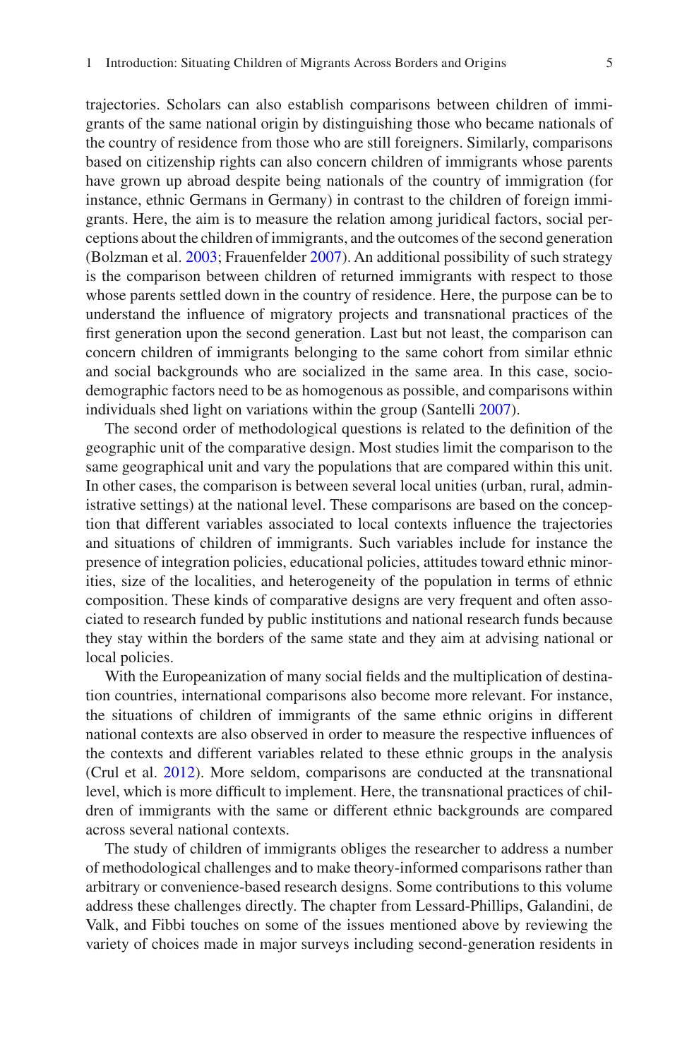trajectories. Scholars can also establish comparisons between children of immigrants of the same national origin by distinguishing those who became nationals of the country of residence from those who are still foreigners. Similarly, comparisons based on citizenship rights can also concern children of immigrants whose parents have grown up abroad despite being nationals of the country of immigration (for instance, ethnic Germans in Germany) in contrast to the children of foreign immigrants. Here, the aim is to measure the relation among juridical factors, social perceptions about the children of immigrants, and the outcomes of the second generation (Bolzman et al. 2003; Frauenfelder 2007). An additional possibility of such strategy is the comparison between children of returned immigrants with respect to those whose parents settled down in the country of residence. Here, the purpose can be to understand the influence of migratory projects and transnational practices of the first generation upon the second generation. Last but not least, the comparison can concern children of immigrants belonging to the same cohort from similar ethnic and social backgrounds who are socialized in the same area. In this case, sociodemographic factors need to be as homogenous as possible, and comparisons within individuals shed light on variations within the group (Santelli 2007).

The second order of methodological questions is related to the definition of the geographic unit of the comparative design. Most studies limit the comparison to the same geographical unit and vary the populations that are compared within this unit. In other cases, the comparison is between several local unities (urban, rural, administrative settings) at the national level. These comparisons are based on the conception that different variables associated to local contexts influence the trajectories and situations of children of immigrants. Such variables include for instance the presence of integration policies, educational policies, attitudes toward ethnic minorities, size of the localities, and heterogeneity of the population in terms of ethnic composition. These kinds of comparative designs are very frequent and often associated to research funded by public institutions and national research funds because they stay within the borders of the same state and they aim at advising national or local policies.

With the Europeanization of many social fields and the multiplication of destination countries, international comparisons also become more relevant. For instance, the situations of children of immigrants of the same ethnic origins in different national contexts are also observed in order to measure the respective influences of the contexts and different variables related to these ethnic groups in the analysis (Crul et al. 2012). More seldom, comparisons are conducted at the transnational level, which is more difficult to implement. Here, the transnational practices of children of immigrants with the same or different ethnic backgrounds are compared across several national contexts.

The study of children of immigrants obliges the researcher to address a number of methodological challenges and to make theory-informed comparisons rather than arbitrary or convenience-based research designs. Some contributions to this volume address these challenges directly. The chapter from Lessard-Phillips, Galandini, de Valk, and Fibbi touches on some of the issues mentioned above by reviewing the variety of choices made in major surveys including second-generation residents in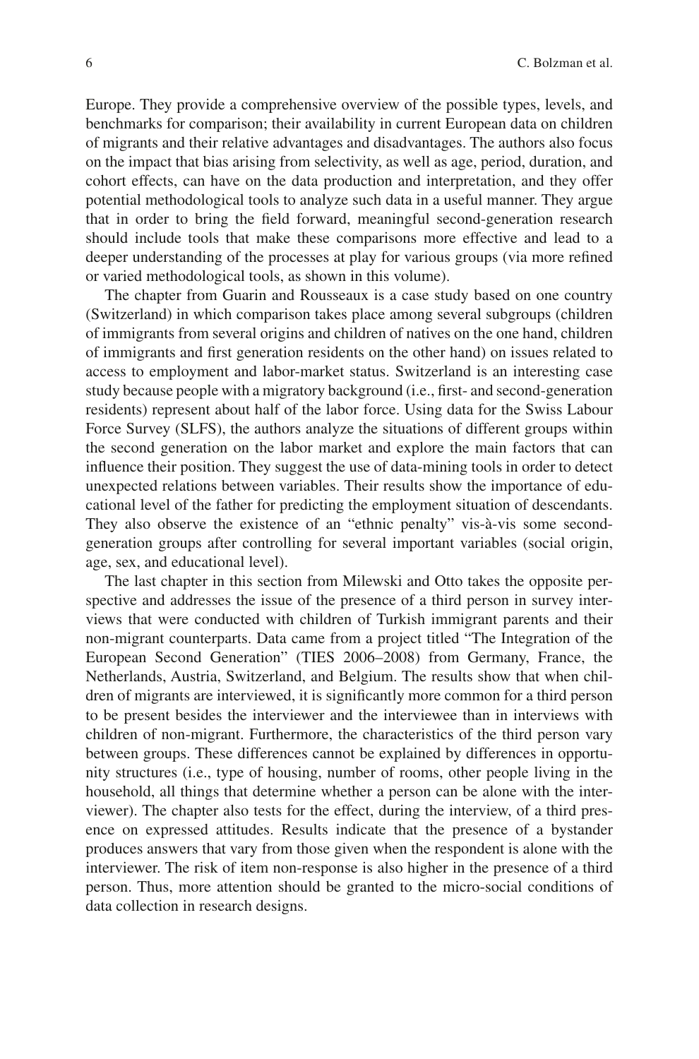Europe. They provide a comprehensive overview of the possible types, levels, and benchmarks for comparison; their availability in current European data on children of migrants and their relative advantages and disadvantages. The authors also focus on the impact that bias arising from selectivity, as well as age, period, duration, and cohort effects, can have on the data production and interpretation, and they offer potential methodological tools to analyze such data in a useful manner. They argue that in order to bring the field forward, meaningful second-generation research should include tools that make these comparisons more effective and lead to a deeper understanding of the processes at play for various groups (via more refined or varied methodological tools, as shown in this volume).

The chapter from Guarin and Rousseaux is a case study based on one country (Switzerland) in which comparison takes place among several subgroups (children of immigrants from several origins and children of natives on the one hand, children of immigrants and first generation residents on the other hand) on issues related to access to employment and labor-market status. Switzerland is an interesting case study because people with a migratory background (i.e., first- and second-generation residents) represent about half of the labor force. Using data for the Swiss Labour Force Survey (SLFS), the authors analyze the situations of different groups within the second generation on the labor market and explore the main factors that can influence their position. They suggest the use of data-mining tools in order to detect unexpected relations between variables. Their results show the importance of educational level of the father for predicting the employment situation of descendants. They also observe the existence of an "ethnic penalty" vis-à-vis some second-generation groups after controlling for several important variables (social origin, age, sex, and educational level).

The last chapter in this section from Milewski and Otto takes the opposite perspective and addresses the issue of the presence of a third person in survey interviews that were conducted with children of Turkish immigrant parents and their non-migrant counterparts. Data came from a project titled "The Integration of the European Second Generation" (TIES 2006–2008) from Germany, France, the Netherlands, Austria, Switzerland, and Belgium. The results show that when children of migrants are interviewed, it is significantly more common for a third person to be present besides the interviewer and the interviewee than in interviews with children of non-migrant. Furthermore, the characteristics of the third person vary between groups. These differences cannot be explained by differences in opportunity structures (i.e., type of housing, number of rooms, other people living in the household, all things that determine whether a person can be alone with the interviewer). The chapter also tests for the effect, during the interview, of a third presence on expressed attitudes. Results indicate that the presence of a bystander produces answers that vary from those given when the respondent is alone with the interviewer. The risk of item non-response is also higher in the presence of a third person. Thus, more attention should be granted to the micro-social conditions of data collection in research designs.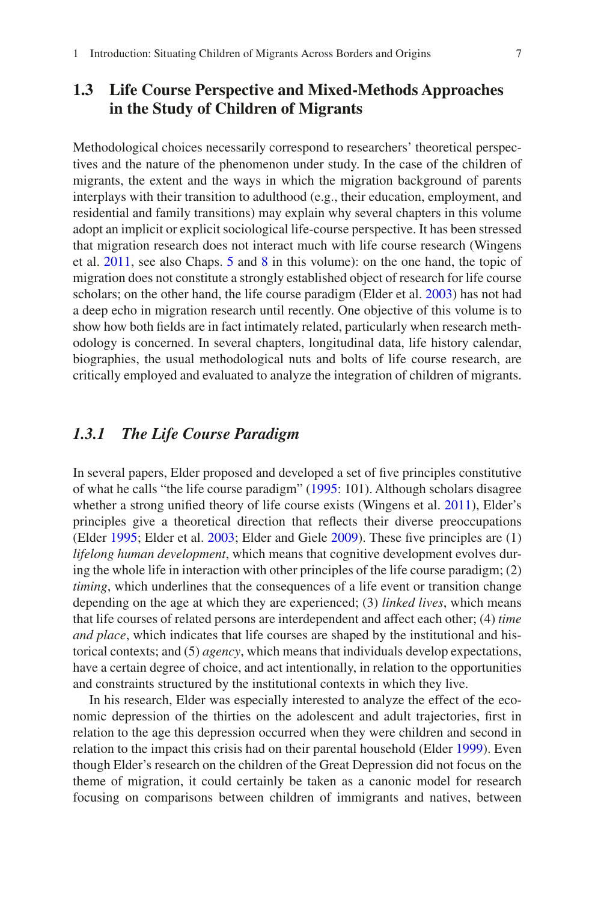## 1.3 Life Course Perspective and Mixed-Methods Approaches in the Study of Children of Migrants

Methodological choices necessarily correspond to researchers' theoretical perspectives and the nature of the phenomenon under study. In the case of the children of migrants, the extent and the ways in which the migration background of parents interplays with their transition to adulthood (e.g., their education, employment, and residential and family transitions) may explain why several chapters in this volume adopt an implicit or explicit sociological life-course perspective. It has been stressed that migration research does not interact much with life course research (Wingens et al. 2011, see also Chaps. 5 and 8 in this volume): on the one hand, the topic of migration does not constitute a strongly established object of research for life course scholars; on the other hand, the life course paradigm (Elder et al. 2003) has not had a deep echo in migration research until recently. One objective of this volume is to show how both fields are in fact intimately related, particularly when research methodology is concerned. In several chapters, longitudinal data, life history calendar, biographies, the usual methodological nuts and bolts of life course research, are critically employed and evaluated to analyze the integration of children of migrants.

### *1.3.1 The Life Course Paradigm*

In several papers, Elder proposed and developed a set of five principles constitutive of what he calls "the life course paradigm" (1995: 101). Although scholars disagree whether a strong unified theory of life course exists (Wingens et al. 2011), Elder's principles give a theoretical direction that reflects their diverse preoccupations (Elder 1995; Elder et al. 2003; Elder and Giele 2009). These five principles are (1) *lifelong human development*, which means that cognitive development evolves during the whole life in interaction with other principles of the life course paradigm; (2) *timing*, which underlines that the consequences of a life event or transition change depending on the age at which they are experienced; (3) *linked lives*, which means that life courses of related persons are interdependent and affect each other; (4) *time and place*, which indicates that life courses are shaped by the institutional and historical contexts; and (5) *agency*, which means that individuals develop expectations, have a certain degree of choice, and act intentionally, in relation to the opportunities and constraints structured by the institutional contexts in which they live.

In his research, Elder was especially interested to analyze the effect of the economic depression of the thirties on the adolescent and adult trajectories, first in relation to the age this depression occurred when they were children and second in relation to the impact this crisis had on their parental household (Elder 1999). Even though Elder's research on the children of the Great Depression did not focus on the theme of migration, it could certainly be taken as a canonic model for research focusing on comparisons between children of immigrants and natives, between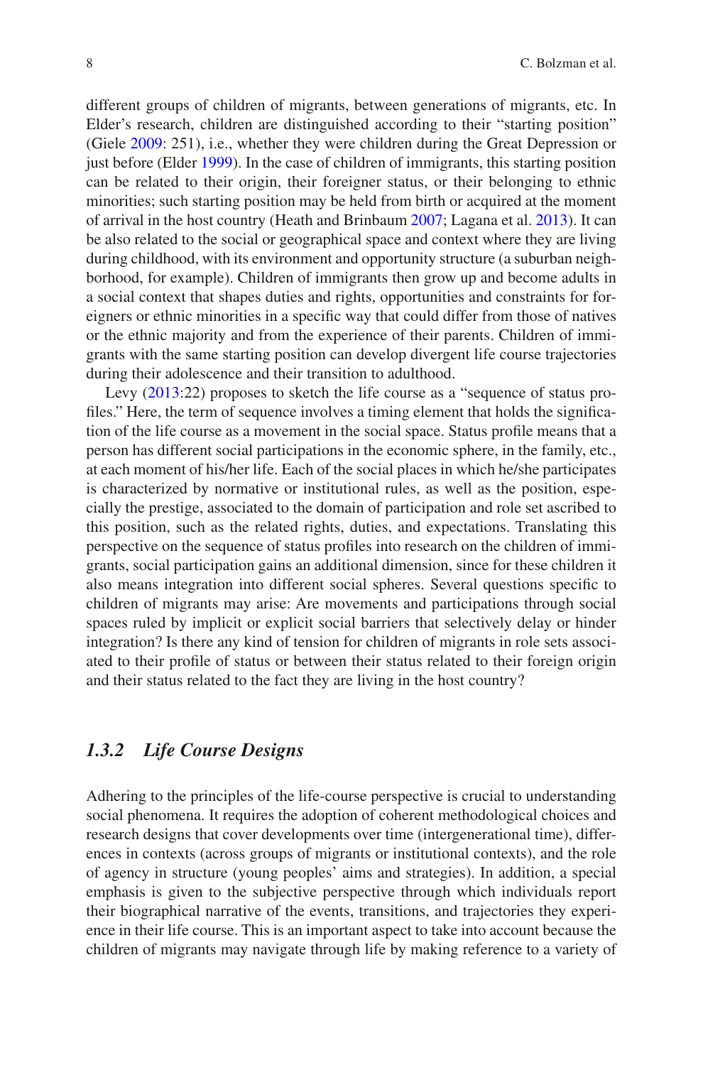different groups of children of migrants, between generations of migrants, etc. In Elder's research, children are distinguished according to their "starting position" (Giele 2009: 251), i.e., whether they were children during the Great Depression or just before (Elder 1999). In the case of children of immigrants, this starting position can be related to their origin, their foreigner status, or their belonging to ethnic minorities; such starting position may be held from birth or acquired at the moment of arrival in the host country (Heath and Brinbaum 2007; Lagana et al. 2013). It can be also related to the social or geographical space and context where they are living during childhood, with its environment and opportunity structure (a suburban neighborhood, for example). Children of immigrants then grow up and become adults in a social context that shapes duties and rights, opportunities and constraints for foreigners or ethnic minorities in a specific way that could differ from those of natives or the ethnic majority and from the experience of their parents. Children of immigrants with the same starting position can develop divergent life course trajectories during their adolescence and their transition to adulthood.

Levy (2013:22) proposes to sketch the life course as a "sequence of status profiles." Here, the term of sequence involves a timing element that holds the signification of the life course as a movement in the social space. Status profile means that a person has different social participations in the economic sphere, in the family, etc., at each moment of his/her life. Each of the social places in which he/she participates is characterized by normative or institutional rules, as well as the position, especially the prestige, associated to the domain of participation and role set ascribed to this position, such as the related rights, duties, and expectations. Translating this perspective on the sequence of status profiles into research on the children of immigrants, social participation gains an additional dimension, since for these children it also means integration into different social spheres. Several questions specific to children of migrants may arise: Are movements and participations through social spaces ruled by implicit or explicit social barriers that selectively delay or hinder integration? Is there any kind of tension for children of migrants in role sets associated to their profile of status or between their status related to their foreign origin and their status related to the fact they are living in the host country?

### *1.3.2 Life Course Designs*

Adhering to the principles of the life-course perspective is crucial to understanding social phenomena. It requires the adoption of coherent methodological choices and research designs that cover developments over time (intergenerational time), differences in contexts (across groups of migrants or institutional contexts), and the role of agency in structure (young peoples' aims and strategies). In addition, a special emphasis is given to the subjective perspective through which individuals report their biographical narrative of the events, transitions, and trajectories they experience in their life course. This is an important aspect to take into account because the children of migrants may navigate through life by making reference to a variety of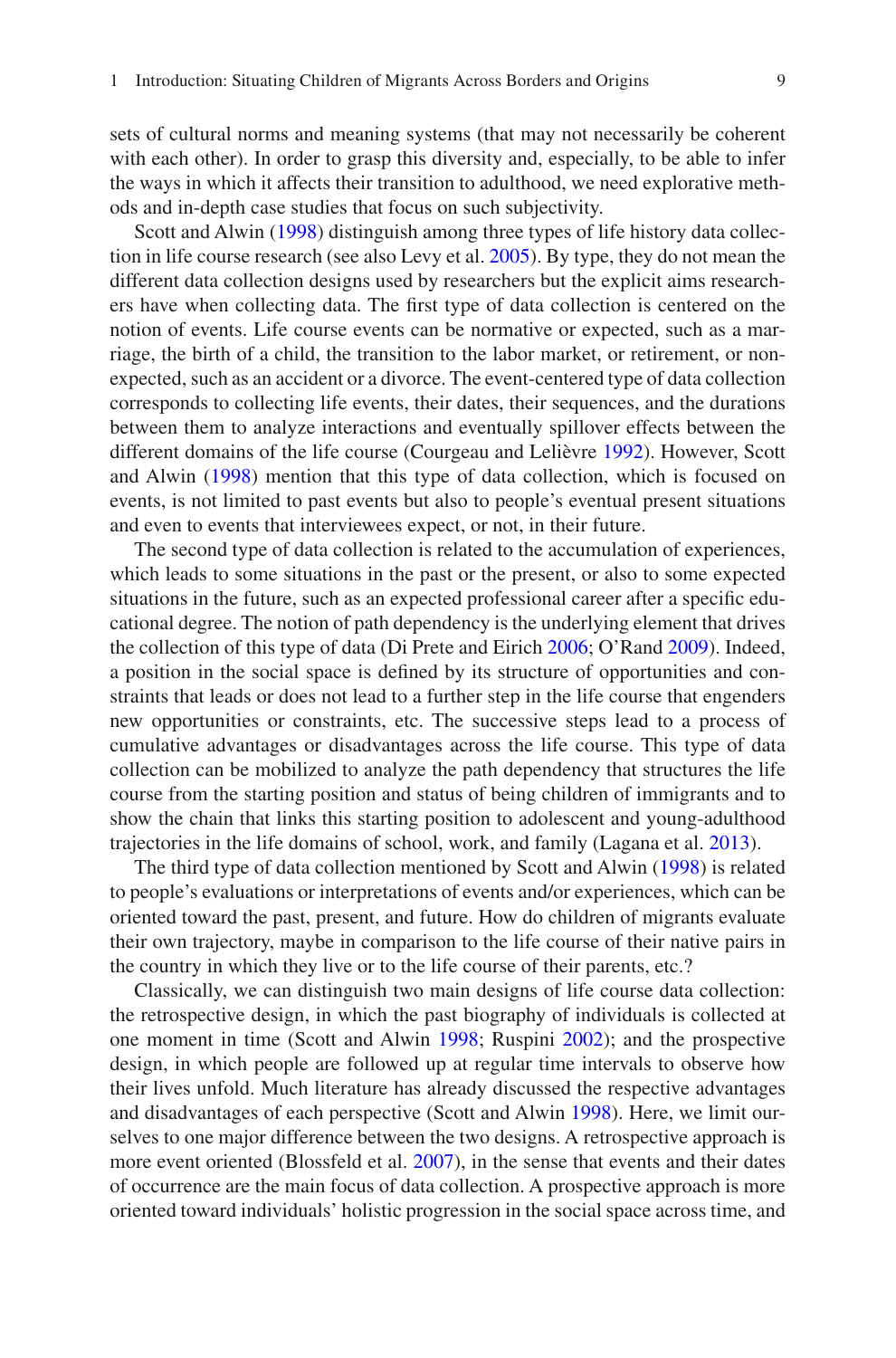sets of cultural norms and meaning systems (that may not necessarily be coherent with each other). In order to grasp this diversity and, especially, to be able to infer the ways in which it affects their transition to adulthood, we need explorative methods and in-depth case studies that focus on such subjectivity.

Scott and Alwin (1998) distinguish among three types of life history data collection in life course research (see also Levy et al. 2005). By type, they do not mean the different data collection designs used by researchers but the explicit aims researchers have when collecting data. The first type of data collection is centered on the notion of events. Life course events can be normative or expected, such as a marriage, the birth of a child, the transition to the labor market, or retirement, or non-expected, such as an accident or a divorce. The event-centered type of data collection corresponds to collecting life events, their dates, their sequences, and the durations between them to analyze interactions and eventually spillover effects between the different domains of the life course (Courgeau and Lelièvre 1992). However, Scott and Alwin (1998) mention that this type of data collection, which is focused on events, is not limited to past events but also to people's eventual present situations and even to events that interviewees expect, or not, in their future.

The second type of data collection is related to the accumulation of experiences, which leads to some situations in the past or the present, or also to some expected situations in the future, such as an expected professional career after a specific educational degree. The notion of path dependency is the underlying element that drives the collection of this type of data (Di Prete and Eirich 2006; O'Rand 2009). Indeed, a position in the social space is defined by its structure of opportunities and constraints that leads or does not lead to a further step in the life course that engenders new opportunities or constraints, etc. The successive steps lead to a process of cumulative advantages or disadvantages across the life course. This type of data collection can be mobilized to analyze the path dependency that structures the life course from the starting position and status of being children of immigrants and to show the chain that links this starting position to adolescent and young-adulthood trajectories in the life domains of school, work, and family (Lagana et al. 2013).

The third type of data collection mentioned by Scott and Alwin (1998) is related to people's evaluations or interpretations of events and/or experiences, which can be oriented toward the past, present, and future. How do children of migrants evaluate their own trajectory, maybe in comparison to the life course of their native pairs in the country in which they live or to the life course of their parents, etc.?

Classically, we can distinguish two main designs of life course data collection: the retrospective design, in which the past biography of individuals is collected at one moment in time (Scott and Alwin 1998; Ruspini 2002); and the prospective design, in which people are followed up at regular time intervals to observe how their lives unfold. Much literature has already discussed the respective advantages and disadvantages of each perspective (Scott and Alwin 1998). Here, we limit ourselves to one major difference between the two designs. A retrospective approach is more event oriented (Blossfeld et al. 2007), in the sense that events and their dates of occurrence are the main focus of data collection. A prospective approach is more oriented toward individuals' holistic progression in the social space across time, and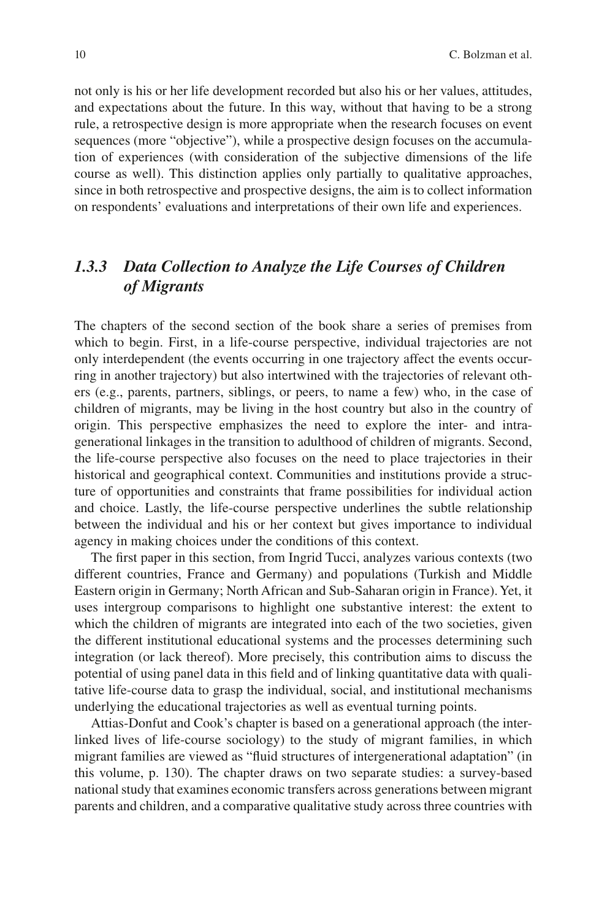not only is his or her life development recorded but also his or her values, attitudes, and expectations about the future. In this way, without that having to be a strong rule, a retrospective design is more appropriate when the research focuses on event sequences (more "objective"), while a prospective design focuses on the accumulation of experiences (with consideration of the subjective dimensions of the life course as well). This distinction applies only partially to qualitative approaches, since in both retrospective and prospective designs, the aim is to collect information on respondents' evaluations and interpretations of their own life and experiences.

### *1.3.3 Data Collection to Analyze the Life Courses of Children of Migrants*

The chapters of the second section of the book share a series of premises from which to begin. First, in a life-course perspective, individual trajectories are not only interdependent (the events occurring in one trajectory affect the events occurring in another trajectory) but also intertwined with the trajectories of relevant others (e.g., parents, partners, siblings, or peers, to name a few) who, in the case of children of migrants, may be living in the host country but also in the country of origin. This perspective emphasizes the need to explore the inter- and intragenerational linkages in the transition to adulthood of children of migrants. Second, the life-course perspective also focuses on the need to place trajectories in their historical and geographical context. Communities and institutions provide a structure of opportunities and constraints that frame possibilities for individual action and choice. Lastly, the life-course perspective underlines the subtle relationship between the individual and his or her context but gives importance to individual agency in making choices under the conditions of this context.

The first paper in this section, from Ingrid Tucci, analyzes various contexts (two different countries, France and Germany) and populations (Turkish and Middle Eastern origin in Germany; North African and Sub-Saharan origin in France). Yet, it uses intergroup comparisons to highlight one substantive interest: the extent to which the children of migrants are integrated into each of the two societies, given the different institutional educational systems and the processes determining such integration (or lack thereof). More precisely, this contribution aims to discuss the potential of using panel data in this field and of linking quantitative data with qualitative life-course data to grasp the individual, social, and institutional mechanisms underlying the educational trajectories as well as eventual turning points.

Attias-Donfut and Cook's chapter is based on a generational approach (the interlinked lives of life-course sociology) to the study of migrant families, in which migrant families are viewed as "fluid structures of intergenerational adaptation" (in this volume, p. 130). The chapter draws on two separate studies: a survey-based national study that examines economic transfers across generations between migrant parents and children, and a comparative qualitative study across three countries with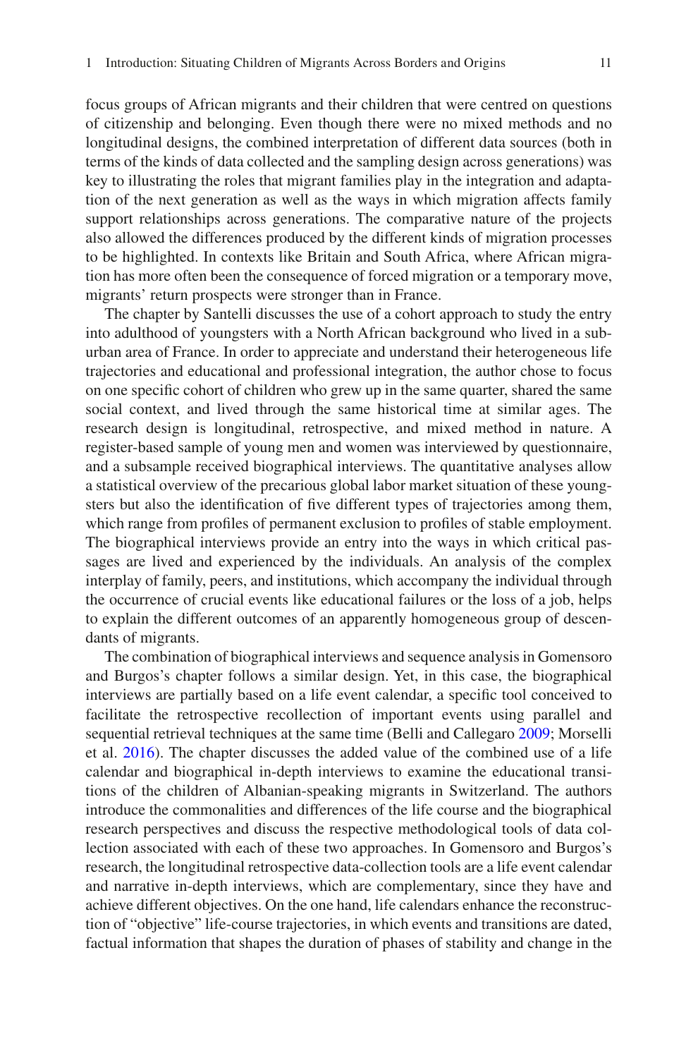focus groups of African migrants and their children that were centred on questions of citizenship and belonging. Even though there were no mixed methods and no longitudinal designs, the combined interpretation of different data sources (both in terms of the kinds of data collected and the sampling design across generations) was key to illustrating the roles that migrant families play in the integration and adaptation of the next generation as well as the ways in which migration affects family support relationships across generations. The comparative nature of the projects also allowed the differences produced by the different kinds of migration processes to be highlighted. In contexts like Britain and South Africa, where African migration has more often been the consequence of forced migration or a temporary move, migrants' return prospects were stronger than in France.

The chapter by Santelli discusses the use of a cohort approach to study the entry into adulthood of youngsters with a North African background who lived in a suburban area of France. In order to appreciate and understand their heterogeneous life trajectories and educational and professional integration, the author chose to focus on one specific cohort of children who grew up in the same quarter, shared the same social context, and lived through the same historical time at similar ages. The research design is longitudinal, retrospective, and mixed method in nature. A register-based sample of young men and women was interviewed by questionnaire, and a subsample received biographical interviews. The quantitative analyses allow a statistical overview of the precarious global labor market situation of these youngsters but also the identification of five different types of trajectories among them, which range from profiles of permanent exclusion to profiles of stable employment. The biographical interviews provide an entry into the ways in which critical passages are lived and experienced by the individuals. An analysis of the complex interplay of family, peers, and institutions, which accompany the individual through the occurrence of crucial events like educational failures or the loss of a job, helps to explain the different outcomes of an apparently homogeneous group of descendants of migrants.

The combination of biographical interviews and sequence analysis in Gomensoro and Burgos's chapter follows a similar design. Yet, in this case, the biographical interviews are partially based on a life event calendar, a specific tool conceived to facilitate the retrospective recollection of important events using parallel and sequential retrieval techniques at the same time (Belli and Callegaro 2009; Morselli et al. 2016). The chapter discusses the added value of the combined use of a life calendar and biographical in-depth interviews to examine the educational transitions of the children of Albanian-speaking migrants in Switzerland. The authors introduce the commonalities and differences of the life course and the biographical research perspectives and discuss the respective methodological tools of data collection associated with each of these two approaches. In Gomensoro and Burgos's research, the longitudinal retrospective data-collection tools are a life event calendar and narrative in-depth interviews, which are complementary, since they have and achieve different objectives. On the one hand, life calendars enhance the reconstruction of "objective" life-course trajectories, in which events and transitions are dated, factual information that shapes the duration of phases of stability and change in the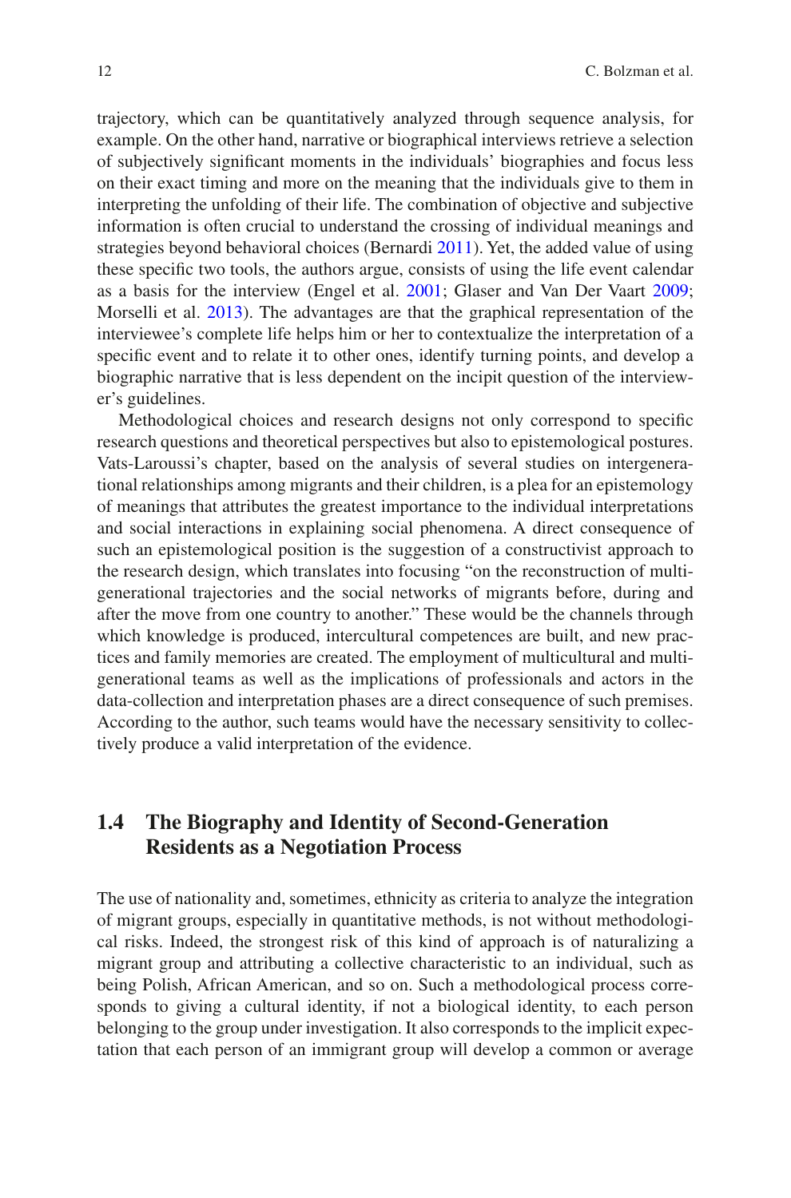trajectory, which can be quantitatively analyzed through sequence analysis, for example. On the other hand, narrative or biographical interviews retrieve a selection of subjectively significant moments in the individuals' biographies and focus less on their exact timing and more on the meaning that the individuals give to them in interpreting the unfolding of their life. The combination of objective and subjective information is often crucial to understand the crossing of individual meanings and strategies beyond behavioral choices (Bernardi 2011). Yet, the added value of using these specific two tools, the authors argue, consists of using the life event calendar as a basis for the interview (Engel et al. 2001; Glaser and Van Der Vaart 2009; Morselli et al. 2013). The advantages are that the graphical representation of the interviewee's complete life helps him or her to contextualize the interpretation of a specific event and to relate it to other ones, identify turning points, and develop a biographic narrative that is less dependent on the incipit question of the interviewer's guidelines.

Methodological choices and research designs not only correspond to specific research questions and theoretical perspectives but also to epistemological postures. Vats-Laroussi's chapter, based on the analysis of several studies on intergenerational relationships among migrants and their children, is a plea for an epistemology of meanings that attributes the greatest importance to the individual interpretations and social interactions in explaining social phenomena. A direct consequence of such an epistemological position is the suggestion of a constructivist approach to the research design, which translates into focusing "on the reconstruction of multigenerational trajectories and the social networks of migrants before, during and after the move from one country to another." These would be the channels through which knowledge is produced, intercultural competences are built, and new practices and family memories are created. The employment of multicultural and multigenerational teams as well as the implications of professionals and actors in the data-collection and interpretation phases are a direct consequence of such premises. According to the author, such teams would have the necessary sensitivity to collectively produce a valid interpretation of the evidence.

## 1.4 The Biography and Identity of Second-Generation Residents as a Negotiation Process

The use of nationality and, sometimes, ethnicity as criteria to analyze the integration of migrant groups, especially in quantitative methods, is not without methodological risks. Indeed, the strongest risk of this kind of approach is of naturalizing a migrant group and attributing a collective characteristic to an individual, such as being Polish, African American, and so on. Such a methodological process corresponds to giving a cultural identity, if not a biological identity, to each person belonging to the group under investigation. It also corresponds to the implicit expectation that each person of an immigrant group will develop a common or average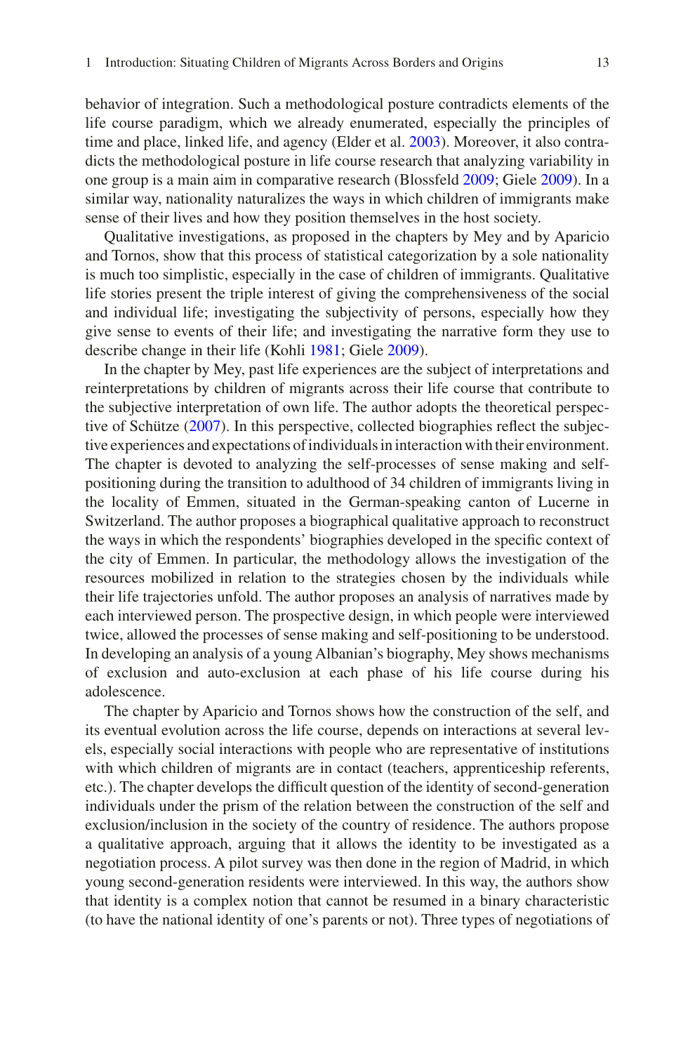behavior of integration. Such a methodological posture contradicts elements of the life course paradigm, which we already enumerated, especially the principles of time and place, linked life, and agency (Elder et al. 2003). Moreover, it also contradicts the methodological posture in life course research that analyzing variability in one group is a main aim in comparative research (Blossfeld 2009; Giele 2009). In a similar way, nationality naturalizes the ways in which children of immigrants make sense of their lives and how they position themselves in the host society.

Qualitative investigations, as proposed in the chapters by Mey and by Aparicio and Tornos, show that this process of statistical categorization by a sole nationality is much too simplistic, especially in the case of children of immigrants. Qualitative life stories present the triple interest of giving the comprehensiveness of the social and individual life; investigating the subjectivity of persons, especially how they give sense to events of their life; and investigating the narrative form they use to describe change in their life (Kohli 1981; Giele 2009).

In the chapter by Mey, past life experiences are the subject of interpretations and reinterpretations by children of migrants across their life course that contribute to the subjective interpretation of own life. The author adopts the theoretical perspective of Schütze (2007). In this perspective, collected biographies reflect the subjective experiences and expectations of individuals in interaction with their environment. The chapter is devoted to analyzing the self-processes of sense making and self-positioning during the transition to adulthood of 34 children of immigrants living in the locality of Emmen, situated in the German-speaking canton of Lucerne in Switzerland. The author proposes a biographical qualitative approach to reconstruct the ways in which the respondents' biographies developed in the specific context of the city of Emmen. In particular, the methodology allows the investigation of the resources mobilized in relation to the strategies chosen by the individuals while their life trajectories unfold. The author proposes an analysis of narratives made by each interviewed person. The prospective design, in which people were interviewed twice, allowed the processes of sense making and self-positioning to be understood. In developing an analysis of a young Albanian's biography, Mey shows mechanisms of exclusion and auto-exclusion at each phase of his life course during his adolescence.

The chapter by Aparicio and Tornos shows how the construction of the self, and its eventual evolution across the life course, depends on interactions at several levels, especially social interactions with people who are representative of institutions with which children of migrants are in contact (teachers, apprenticeship referents, etc.). The chapter develops the difficult question of the identity of second-generation individuals under the prism of the relation between the construction of the self and exclusion/inclusion in the society of the country of residence. The authors propose a qualitative approach, arguing that it allows the identity to be investigated as a negotiation process. A pilot survey was then done in the region of Madrid, in which young second-generation residents were interviewed. In this way, the authors show that identity is a complex notion that cannot be resumed in a binary characteristic (to have the national identity of one's parents or not). Three types of negotiations of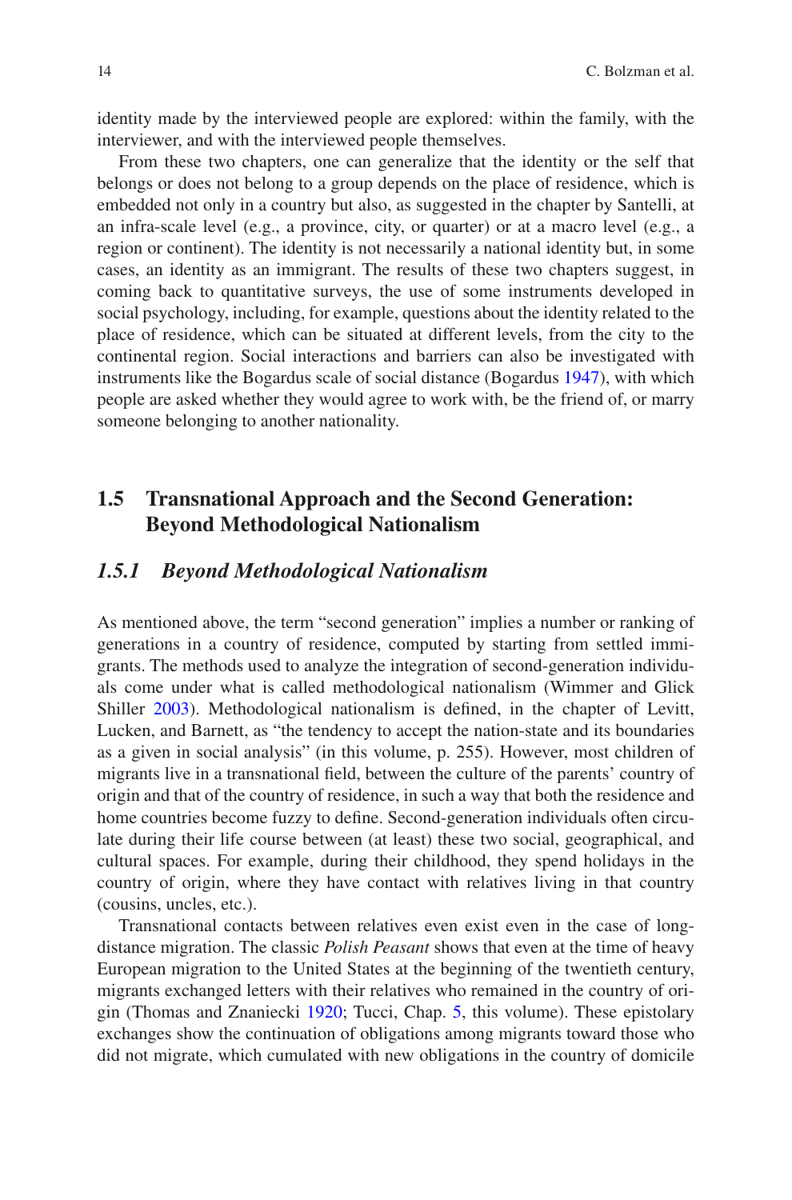identity made by the interviewed people are explored: within the family, with the interviewer, and with the interviewed people themselves.

From these two chapters, one can generalize that the identity or the self that belongs or does not belong to a group depends on the place of residence, which is embedded not only in a country but also, as suggested in the chapter by Santelli, at an infra-scale level (e.g., a province, city, or quarter) or at a macro level (e.g., a region or continent). The identity is not necessarily a national identity but, in some cases, an identity as an immigrant. The results of these two chapters suggest, in coming back to quantitative surveys, the use of some instruments developed in social psychology, including, for example, questions about the identity related to the place of residence, which can be situated at different levels, from the city to the continental region. Social interactions and barriers can also be investigated with instruments like the Bogardus scale of social distance (Bogardus 1947), with which people are asked whether they would agree to work with, be the friend of, or marry someone belonging to another nationality.

## 1.5 Transnational Approach and the Second Generation: Beyond Methodological Nationalism

### *1.5.1 Beyond Methodological Nationalism*

As mentioned above, the term "second generation" implies a number or ranking of generations in a country of residence, computed by starting from settled immigrants. The methods used to analyze the integration of second-generation individuals come under what is called methodological nationalism (Wimmer and Glick Shiller 2003). Methodological nationalism is defined, in the chapter of Levitt, Lucken, and Barnett, as "the tendency to accept the nation-state and its boundaries as a given in social analysis" (in this volume, p. 255). However, most children of migrants live in a transnational field, between the culture of the parents' country of origin and that of the country of residence, in such a way that both the residence and home countries become fuzzy to define. Second-generation individuals often circulate during their life course between (at least) these two social, geographical, and cultural spaces. For example, during their childhood, they spend holidays in the country of origin, where they have contact with relatives living in that country (cousins, uncles, etc.).

Transnational contacts between relatives even exist even in the case of long-distance migration. The classic *Polish Peasant* shows that even at the time of heavy European migration to the United States at the beginning of the twentieth century, migrants exchanged letters with their relatives who remained in the country of origin (Thomas and Znaniecki 1920; Tucci, Chap. 5, this volume). These epistolary exchanges show the continuation of obligations among migrants toward those who did not migrate, which cumulated with new obligations in the country of domicile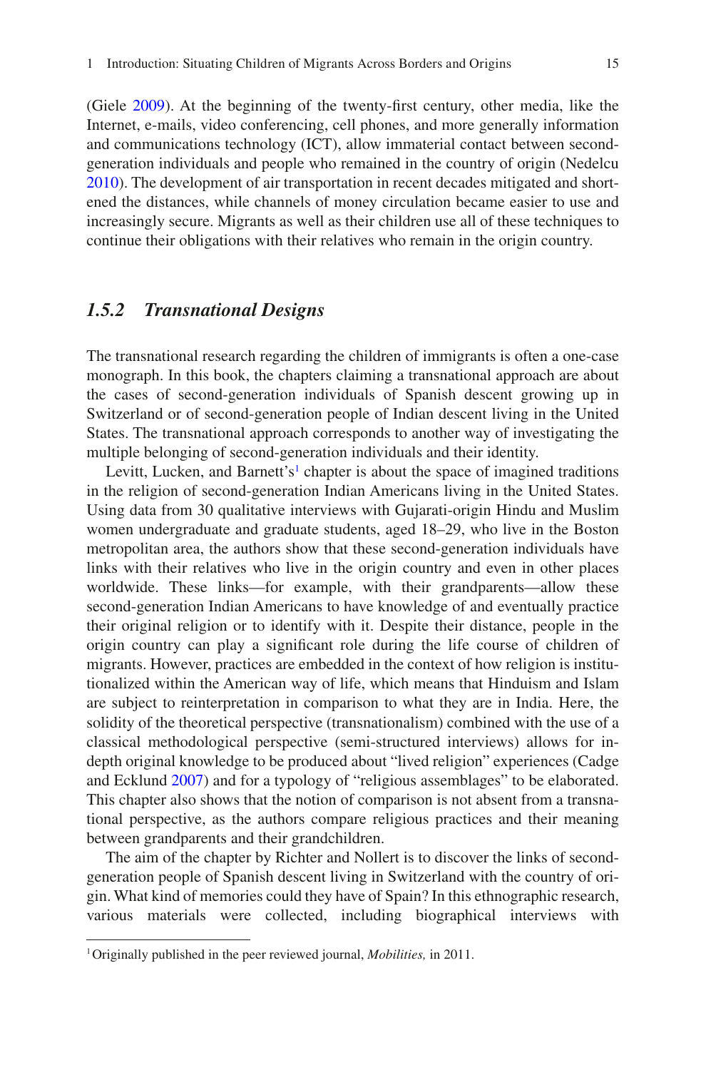(Giele 2009). At the beginning of the twenty-first century, other media, like the Internet, e-mails, video conferencing, cell phones, and more generally information and communications technology (ICT), allow immaterial contact between second-generation individuals and people who remained in the country of origin (Nedelcu 2010). The development of air transportation in recent decades mitigated and shortened the distances, while channels of money circulation became easier to use and increasingly secure. Migrants as well as their children use all of these techniques to continue their obligations with their relatives who remain in the origin country.

### *1.5.2 Transnational Designs*

The transnational research regarding the children of immigrants is often a one-case monograph. In this book, the chapters claiming a transnational approach are about the cases of second-generation individuals of Spanish descent growing up in Switzerland or of second-generation people of Indian descent living in the United States. The transnational approach corresponds to another way of investigating the multiple belonging of second-generation individuals and their identity.

Levitt, Lucken, and Barnett's[1] chapter is about the space of imagined traditions in the religion of second-generation Indian Americans living in the United States. Using data from 30 qualitative interviews with Gujarati-origin Hindu and Muslim women undergraduate and graduate students, aged 18–29, who live in the Boston metropolitan area, the authors show that these second-generation individuals have links with their relatives who live in the origin country and even in other places worldwide. These links—for example, with their grandparents—allow these second-generation Indian Americans to have knowledge of and eventually practice their original religion or to identify with it. Despite their distance, people in the origin country can play a significant role during the life course of children of migrants. However, practices are embedded in the context of how religion is institutionalized within the American way of life, which means that Hinduism and Islam are subject to reinterpretation in comparison to what they are in India. Here, the solidity of the theoretical perspective (transnationalism) combined with the use of a classical methodological perspective (semi-structured interviews) allows for in-depth original knowledge to be produced about "lived religion" experiences (Cadge and Ecklund 2007) and for a typology of "religious assemblages" to be elaborated. This chapter also shows that the notion of comparison is not absent from a transnational perspective, as the authors compare religious practices and their meaning between grandparents and their grandchildren.

The aim of the chapter by Richter and Nollert is to discover the links of second-generation people of Spanish descent living in Switzerland with the country of origin. What kind of memories could they have of Spain? In this ethnographic research, various materials were collected, including biographical interviews with

[1] Originally published in the peer reviewed journal, *Mobilities,* in 2011.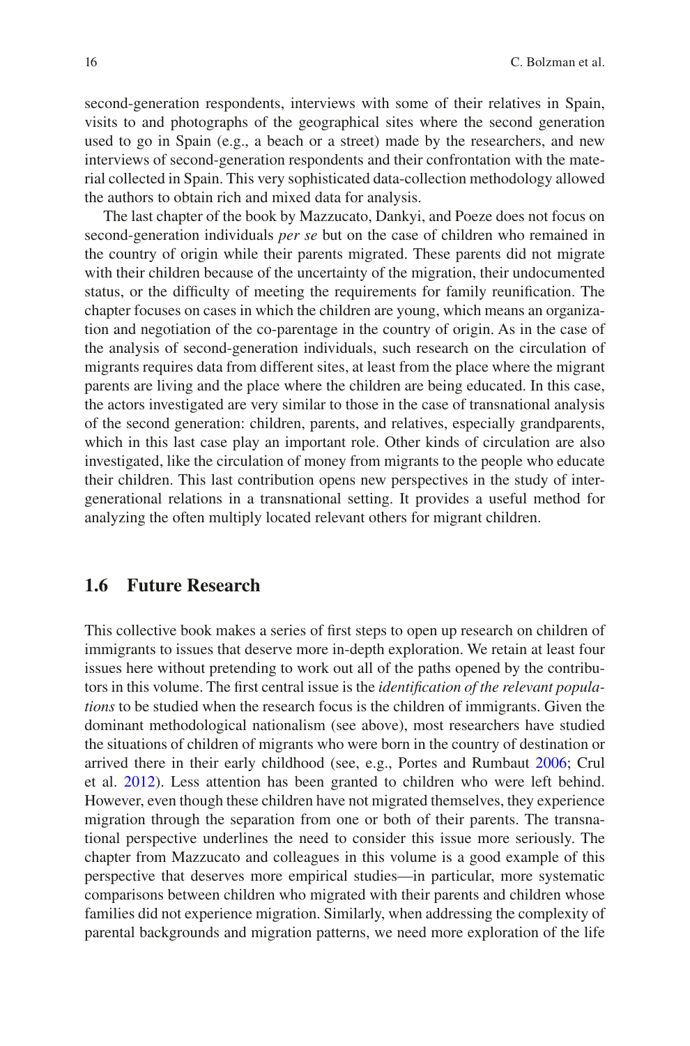second-generation respondents, interviews with some of their relatives in Spain, visits to and photographs of the geographical sites where the second generation used to go in Spain (e.g., a beach or a street) made by the researchers, and new interviews of second-generation respondents and their confrontation with the material collected in Spain. This very sophisticated data-collection methodology allowed the authors to obtain rich and mixed data for analysis.

The last chapter of the book by Mazzucato, Dankyi, and Poeze does not focus on second-generation individuals *per se* but on the case of children who remained in the country of origin while their parents migrated. These parents did not migrate with their children because of the uncertainty of the migration, their undocumented status, or the difficulty of meeting the requirements for family reunification. The chapter focuses on cases in which the children are young, which means an organization and negotiation of the co-parentage in the country of origin. As in the case of the analysis of second-generation individuals, such research on the circulation of migrants requires data from different sites, at least from the place where the migrant parents are living and the place where the children are being educated. In this case, the actors investigated are very similar to those in the case of transnational analysis of the second generation: children, parents, and relatives, especially grandparents, which in this last case play an important role. Other kinds of circulation are also investigated, like the circulation of money from migrants to the people who educate their children. This last contribution opens new perspectives in the study of intergenerational relations in a transnational setting. It provides a useful method for analyzing the often multiply located relevant others for migrant children.

## 1.6 Future Research

This collective book makes a series of first steps to open up research on children of immigrants to issues that deserve more in-depth exploration. We retain at least four issues here without pretending to work out all of the paths opened by the contributors in this volume. The first central issue is the *identification of the relevant populations* to be studied when the research focus is the children of immigrants. Given the dominant methodological nationalism (see above), most researchers have studied the situations of children of migrants who were born in the country of destination or arrived there in their early childhood (see, e.g., Portes and Rumbaut 2006; Crul et al. 2012). Less attention has been granted to children who were left behind. However, even though these children have not migrated themselves, they experience migration through the separation from one or both of their parents. The transnational perspective underlines the need to consider this issue more seriously. The chapter from Mazzucato and colleagues in this volume is a good example of this perspective that deserves more empirical studies—in particular, more systematic comparisons between children who migrated with their parents and children whose families did not experience migration. Similarly, when addressing the complexity of parental backgrounds and migration patterns, we need more exploration of the life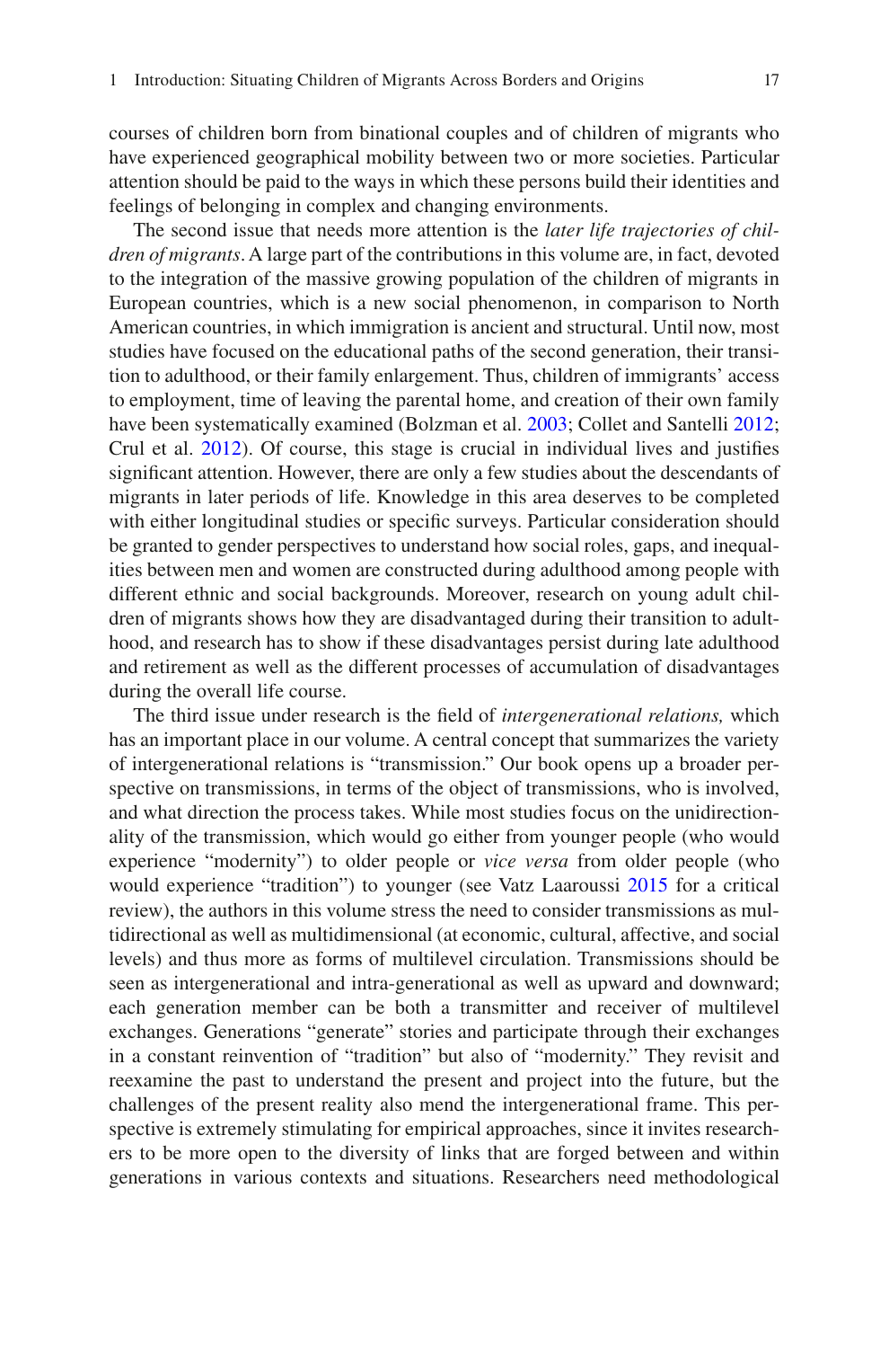courses of children born from binational couples and of children of migrants who have experienced geographical mobility between two or more societies. Particular attention should be paid to the ways in which these persons build their identities and feelings of belonging in complex and changing environments.

The second issue that needs more attention is the *later life trajectories of children of migrants*. A large part of the contributions in this volume are, in fact, devoted to the integration of the massive growing population of the children of migrants in European countries, which is a new social phenomenon, in comparison to North American countries, in which immigration is ancient and structural. Until now, most studies have focused on the educational paths of the second generation, their transition to adulthood, or their family enlargement. Thus, children of immigrants' access to employment, time of leaving the parental home, and creation of their own family have been systematically examined (Bolzman et al. 2003; Collet and Santelli 2012; Crul et al. 2012). Of course, this stage is crucial in individual lives and justifies significant attention. However, there are only a few studies about the descendants of migrants in later periods of life. Knowledge in this area deserves to be completed with either longitudinal studies or specific surveys. Particular consideration should be granted to gender perspectives to understand how social roles, gaps, and inequalities between men and women are constructed during adulthood among people with different ethnic and social backgrounds. Moreover, research on young adult children of migrants shows how they are disadvantaged during their transition to adulthood, and research has to show if these disadvantages persist during late adulthood and retirement as well as the different processes of accumulation of disadvantages during the overall life course.

The third issue under research is the field of *intergenerational relations,* which has an important place in our volume. A central concept that summarizes the variety of intergenerational relations is "transmission." Our book opens up a broader perspective on transmissions, in terms of the object of transmissions, who is involved, and what direction the process takes. While most studies focus on the unidirectionality of the transmission, which would go either from younger people (who would experience "modernity") to older people or *vice versa* from older people (who would experience "tradition") to younger (see Vatz Laaroussi 2015 for a critical review), the authors in this volume stress the need to consider transmissions as multidirectional as well as multidimensional (at economic, cultural, affective, and social levels) and thus more as forms of multilevel circulation. Transmissions should be seen as intergenerational and intra-generational as well as upward and downward; each generation member can be both a transmitter and receiver of multilevel exchanges. Generations "generate" stories and participate through their exchanges in a constant reinvention of "tradition" but also of "modernity." They revisit and reexamine the past to understand the present and project into the future, but the challenges of the present reality also mend the intergenerational frame. This perspective is extremely stimulating for empirical approaches, since it invites researchers to be more open to the diversity of links that are forged between and within generations in various contexts and situations. Researchers need methodological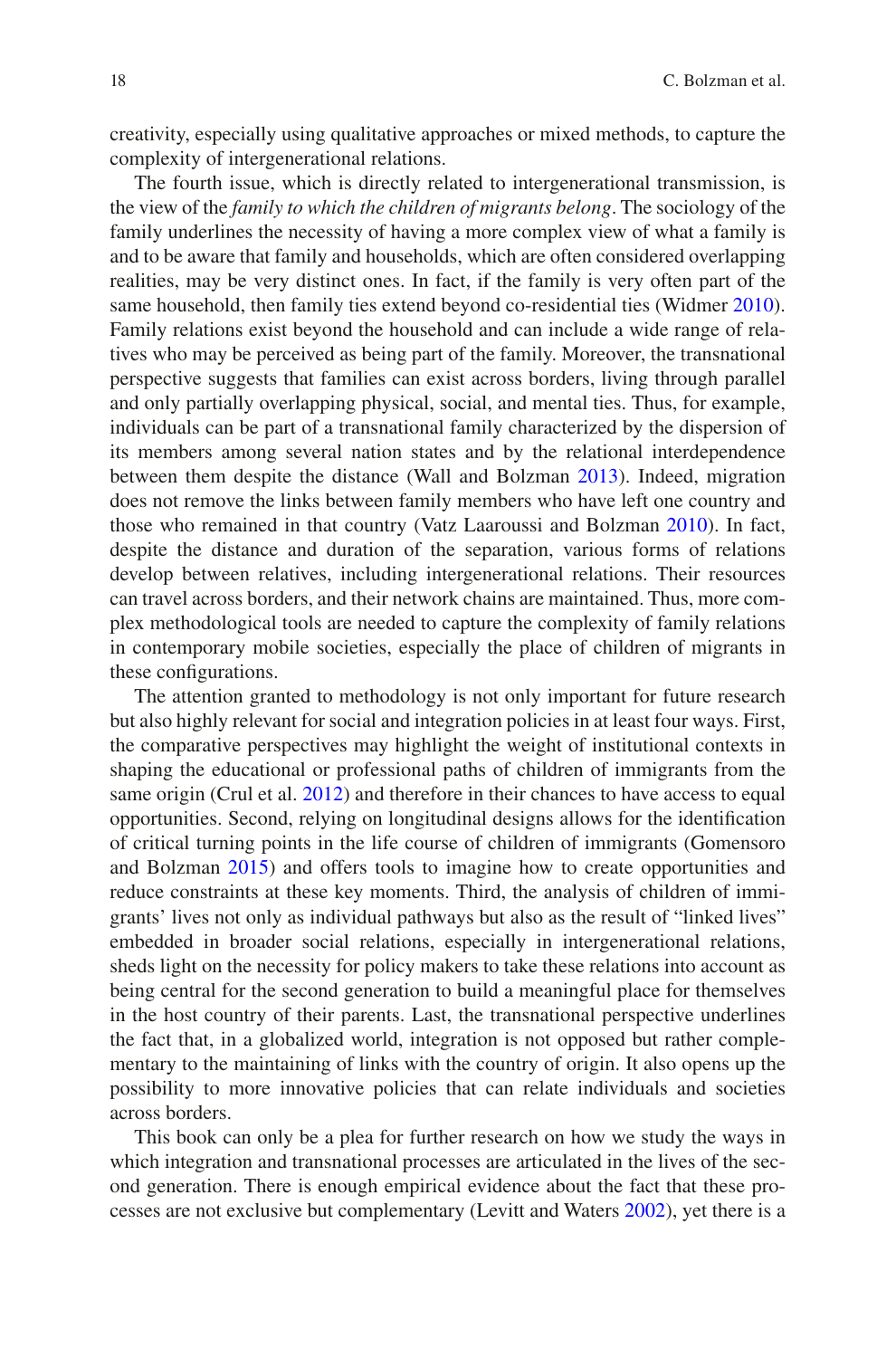creativity, especially using qualitative approaches or mixed methods, to capture the complexity of intergenerational relations.

The fourth issue, which is directly related to intergenerational transmission, is the view of the *family to which the children of migrants belong*. The sociology of the family underlines the necessity of having a more complex view of what a family is and to be aware that family and households, which are often considered overlapping realities, may be very distinct ones. In fact, if the family is very often part of the same household, then family ties extend beyond co-residential ties (Widmer 2010). Family relations exist beyond the household and can include a wide range of relatives who may be perceived as being part of the family. Moreover, the transnational perspective suggests that families can exist across borders, living through parallel and only partially overlapping physical, social, and mental ties. Thus, for example, individuals can be part of a transnational family characterized by the dispersion of its members among several nation states and by the relational interdependence between them despite the distance (Wall and Bolzman 2013). Indeed, migration does not remove the links between family members who have left one country and those who remained in that country (Vatz Laaroussi and Bolzman 2010). In fact, despite the distance and duration of the separation, various forms of relations develop between relatives, including intergenerational relations. Their resources can travel across borders, and their network chains are maintained. Thus, more complex methodological tools are needed to capture the complexity of family relations in contemporary mobile societies, especially the place of children of migrants in these configurations.

The attention granted to methodology is not only important for future research but also highly relevant for social and integration policies in at least four ways. First, the comparative perspectives may highlight the weight of institutional contexts in shaping the educational or professional paths of children of immigrants from the same origin (Crul et al. 2012) and therefore in their chances to have access to equal opportunities. Second, relying on longitudinal designs allows for the identification of critical turning points in the life course of children of immigrants (Gomensoro and Bolzman 2015) and offers tools to imagine how to create opportunities and reduce constraints at these key moments. Third, the analysis of children of immigrants' lives not only as individual pathways but also as the result of "linked lives" embedded in broader social relations, especially in intergenerational relations, sheds light on the necessity for policy makers to take these relations into account as being central for the second generation to build a meaningful place for themselves in the host country of their parents. Last, the transnational perspective underlines the fact that, in a globalized world, integration is not opposed but rather complementary to the maintaining of links with the country of origin. It also opens up the possibility to more innovative policies that can relate individuals and societies across borders.

This book can only be a plea for further research on how we study the ways in which integration and transnational processes are articulated in the lives of the second generation. There is enough empirical evidence about the fact that these processes are not exclusive but complementary (Levitt and Waters 2002), yet there is a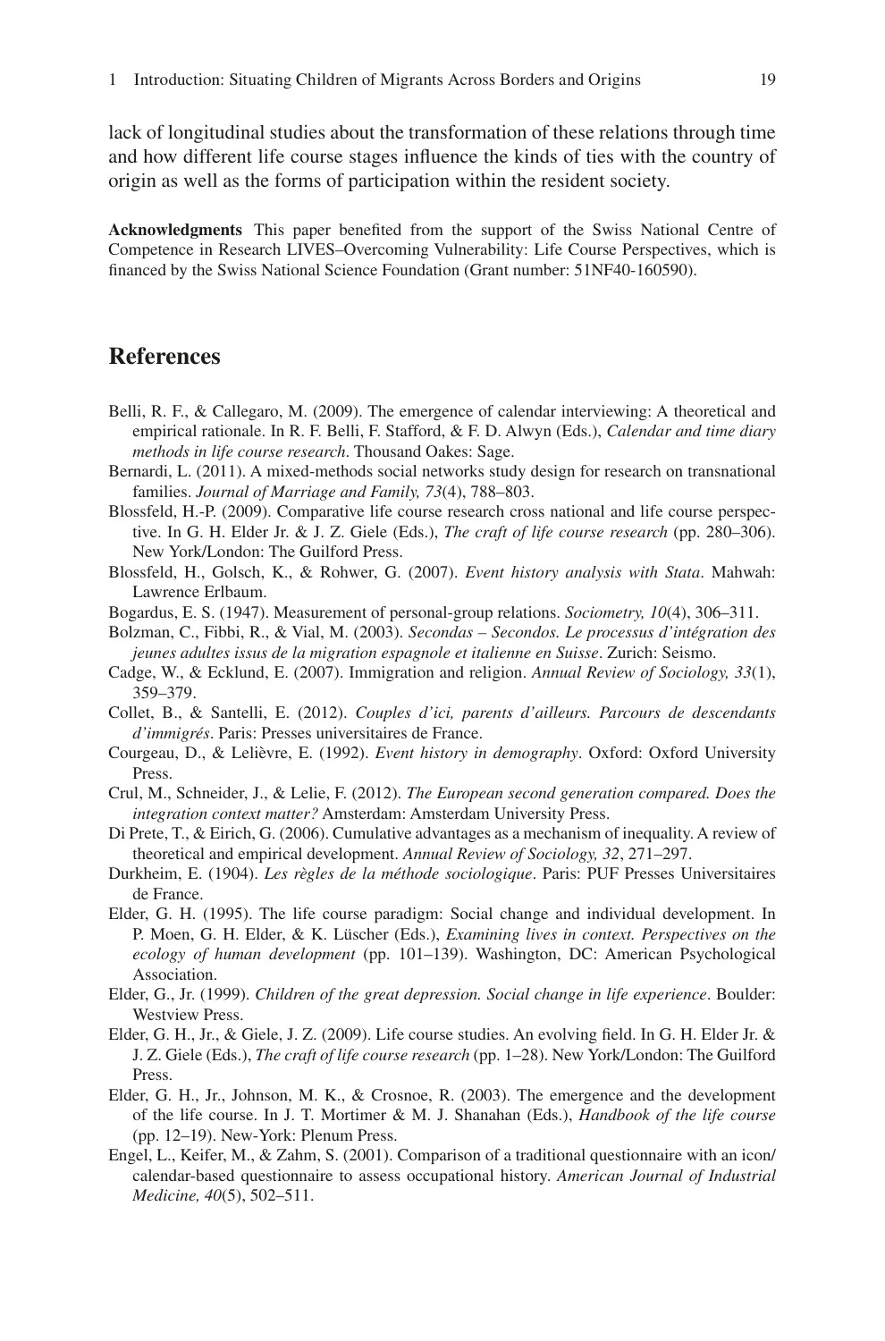lack of longitudinal studies about the transformation of these relations through time and how different life course stages influence the kinds of ties with the country of origin as well as the forms of participation within the resident society.

**Acknowledgments** This paper benefited from the support of the Swiss National Centre of Competence in Research LIVES–Overcoming Vulnerability: Life Course Perspectives, which is financed by the Swiss National Science Foundation (Grant number: 51NF40-160590).

## References

Belli, R. F., & Callegaro, M. (2009). The emergence of calendar interviewing: A theoretical and empirical rationale. In R. F. Belli, F. Stafford, & F. D. Alwyn (Eds.), *Calendar and time diary methods in life course research*. Thousand Oakes: Sage.

Bernardi, L. (2011). A mixed-methods social networks study design for research on transnational families. *Journal of Marriage and Family, 73*(4), 788–803.

Blossfeld, H.-P. (2009). Comparative life course research cross national and life course perspective. In G. H. Elder Jr. & J. Z. Giele (Eds.), *The craft of life course research* (pp. 280–306). New York/London: The Guilford Press.

Blossfeld, H., Golsch, K., & Rohwer, G. (2007). *Event history analysis with Stata*. Mahwah: Lawrence Erlbaum.

Bogardus, E. S. (1947). Measurement of personal-group relations. *Sociometry, 10*(4), 306–311.

Bolzman, C., Fibbi, R., & Vial, M. (2003). *Secondas – Secondos. Le processus d'intégration des jeunes adultes issus de la migration espagnole et italienne en Suisse*. Zurich: Seismo.

Cadge, W., & Ecklund, E. (2007). Immigration and religion. *Annual Review of Sociology, 33*(1), 359–379.

Collet, B., & Santelli, E. (2012). *Couples d'ici, parents d'ailleurs. Parcours de descendants d'immigrés*. Paris: Presses universitaires de France.

Courgeau, D., & Lelièvre, E. (1992). *Event history in demography*. Oxford: Oxford University Press.

Crul, M., Schneider, J., & Lelie, F. (2012). *The European second generation compared. Does the integration context matter?* Amsterdam: Amsterdam University Press.

Di Prete, T., & Eirich, G. (2006). Cumulative advantages as a mechanism of inequality. A review of theoretical and empirical development. *Annual Review of Sociology, 32*, 271–297.

Durkheim, E. (1904). *Les règles de la méthode sociologique*. Paris: PUF Presses Universitaires de France.

Elder, G. H. (1995). The life course paradigm: Social change and individual development. In P. Moen, G. H. Elder, & K. Lüscher (Eds.), *Examining lives in context. Perspectives on the ecology of human development* (pp. 101–139). Washington, DC: American Psychological Association.

Elder, G., Jr. (1999). *Children of the great depression. Social change in life experience*. Boulder: Westview Press.

Elder, G. H., Jr., & Giele, J. Z. (2009). Life course studies. An evolving field. In G. H. Elder Jr. & J. Z. Giele (Eds.), *The craft of life course research* (pp. 1–28). New York/London: The Guilford Press.

Elder, G. H., Jr., Johnson, M. K., & Crosnoe, R. (2003). The emergence and the development of the life course. In J. T. Mortimer & M. J. Shanahan (Eds.), *Handbook of the life course* (pp. 12–19). New-York: Plenum Press.

Engel, L., Keifer, M., & Zahm, S. (2001). Comparison of a traditional questionnaire with an icon/calendar-based questionnaire to assess occupational history. *American Journal of Industrial Medicine, 40*(5), 502–511.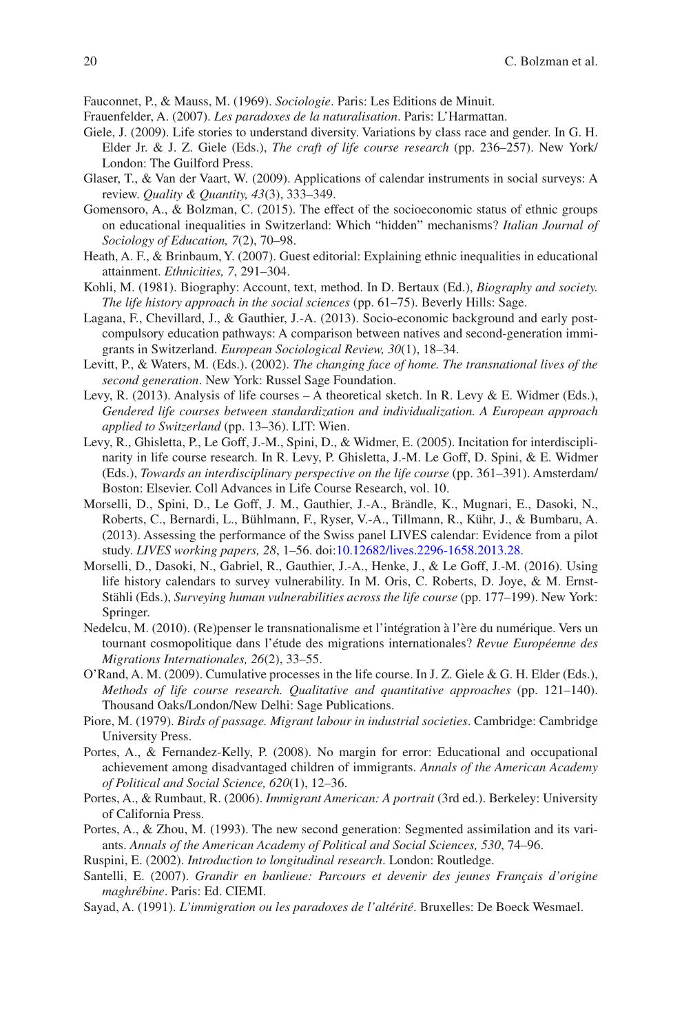Fauconnet, P., & Mauss, M. (1969). *Sociologie*. Paris: Les Editions de Minuit.

Frauenfelder, A. (2007). *Les paradoxes de la naturalisation*. Paris: L'Harmattan.

Giele, J. (2009). Life stories to understand diversity. Variations by class race and gender. In G. H. Elder Jr. & J. Z. Giele (Eds.), *The craft of life course research* (pp. 236–257). New York/London: The Guilford Press.

Glaser, T., & Van der Vaart, W. (2009). Applications of calendar instruments in social surveys: A review. *Quality & Quantity, 43*(3), 333–349.

Gomensoro, A., & Bolzman, C. (2015). The effect of the socioeconomic status of ethnic groups on educational inequalities in Switzerland: Which "hidden" mechanisms? *Italian Journal of Sociology of Education, 7*(2), 70–98.

Heath, A. F., & Brinbaum, Y. (2007). Guest editorial: Explaining ethnic inequalities in educational attainment. *Ethnicities, 7*, 291–304.

Kohli, M. (1981). Biography: Account, text, method. In D. Bertaux (Ed.), *Biography and society. The life history approach in the social sciences* (pp. 61–75). Beverly Hills: Sage.

Lagana, F., Chevillard, J., & Gauthier, J.-A. (2013). Socio-economic background and early post-compulsory education pathways: A comparison between natives and second-generation immigrants in Switzerland. *European Sociological Review, 30*(1), 18–34.

Levitt, P., & Waters, M. (Eds.). (2002). *The changing face of home. The transnational lives of the second generation*. New York: Russel Sage Foundation.

Levy, R. (2013). Analysis of life courses – A theoretical sketch. In R. Levy & E. Widmer (Eds.), *Gendered life courses between standardization and individualization. A European approach applied to Switzerland* (pp. 13–36). LIT: Wien.

Levy, R., Ghisletta, P., Le Goff, J.-M., Spini, D., & Widmer, E. (2005). Incitation for interdisciplinarity in life course research. In R. Levy, P. Ghisletta, J.-M. Le Goff, D. Spini, & E. Widmer (Eds.), *Towards an interdisciplinary perspective on the life course* (pp. 361–391). Amsterdam/Boston: Elsevier. Coll Advances in Life Course Research, vol. 10.

Morselli, D., Spini, D., Le Goff, J. M., Gauthier, J.-A., Brändle, K., Mugnari, E., Dasoki, N., Roberts, C., Bernardi, L., Bühlmann, F., Ryser, V.-A., Tillmann, R., Kühr, J., & Bumbaru, A. (2013). Assessing the performance of the Swiss panel LIVES calendar: Evidence from a pilot study. *LIVES working papers, 28*, 1–56. doi:10.12682/lives.2296-1658.2013.28.

Morselli, D., Dasoki, N., Gabriel, R., Gauthier, J.-A., Henke, J., & Le Goff, J.-M. (2016). Using life history calendars to survey vulnerability. In M. Oris, C. Roberts, D. Joye, & M. Ernst-Stähli (Eds.), *Surveying human vulnerabilities across the life course* (pp. 177–199). New York: Springer.

Nedelcu, M. (2010). (Re)penser le transnationalisme et l'intégration à l'ère du numérique. Vers un tournant cosmopolitique dans l'étude des migrations internationales? *Revue Européenne des Migrations Internationales, 26*(2), 33–55.

O'Rand, A. M. (2009). Cumulative processes in the life course. In J. Z. Giele & G. H. Elder (Eds.), *Methods of life course research. Qualitative and quantitative approaches* (pp. 121–140). Thousand Oaks/London/New Delhi: Sage Publications.

Piore, M. (1979). *Birds of passage. Migrant labour in industrial societies*. Cambridge: Cambridge University Press.

Portes, A., & Fernandez-Kelly, P. (2008). No margin for error: Educational and occupational achievement among disadvantaged children of immigrants. *Annals of the American Academy of Political and Social Science, 620*(1), 12–36.

Portes, A., & Rumbaut, R. (2006). *Immigrant American: A portrait* (3rd ed.). Berkeley: University of California Press.

Portes, A., & Zhou, M. (1993). The new second generation: Segmented assimilation and its variants. *Annals of the American Academy of Political and Social Sciences, 530*, 74–96.

Ruspini, E. (2002). *Introduction to longitudinal research*. London: Routledge.

Santelli, E. (2007). *Grandir en banlieue: Parcours et devenir des jeunes Français d'origine maghrébine*. Paris: Ed. CIEMI.

Sayad, A. (1991). *L'immigration ou les paradoxes de l'altérité*. Bruxelles: De Boeck Wesmael.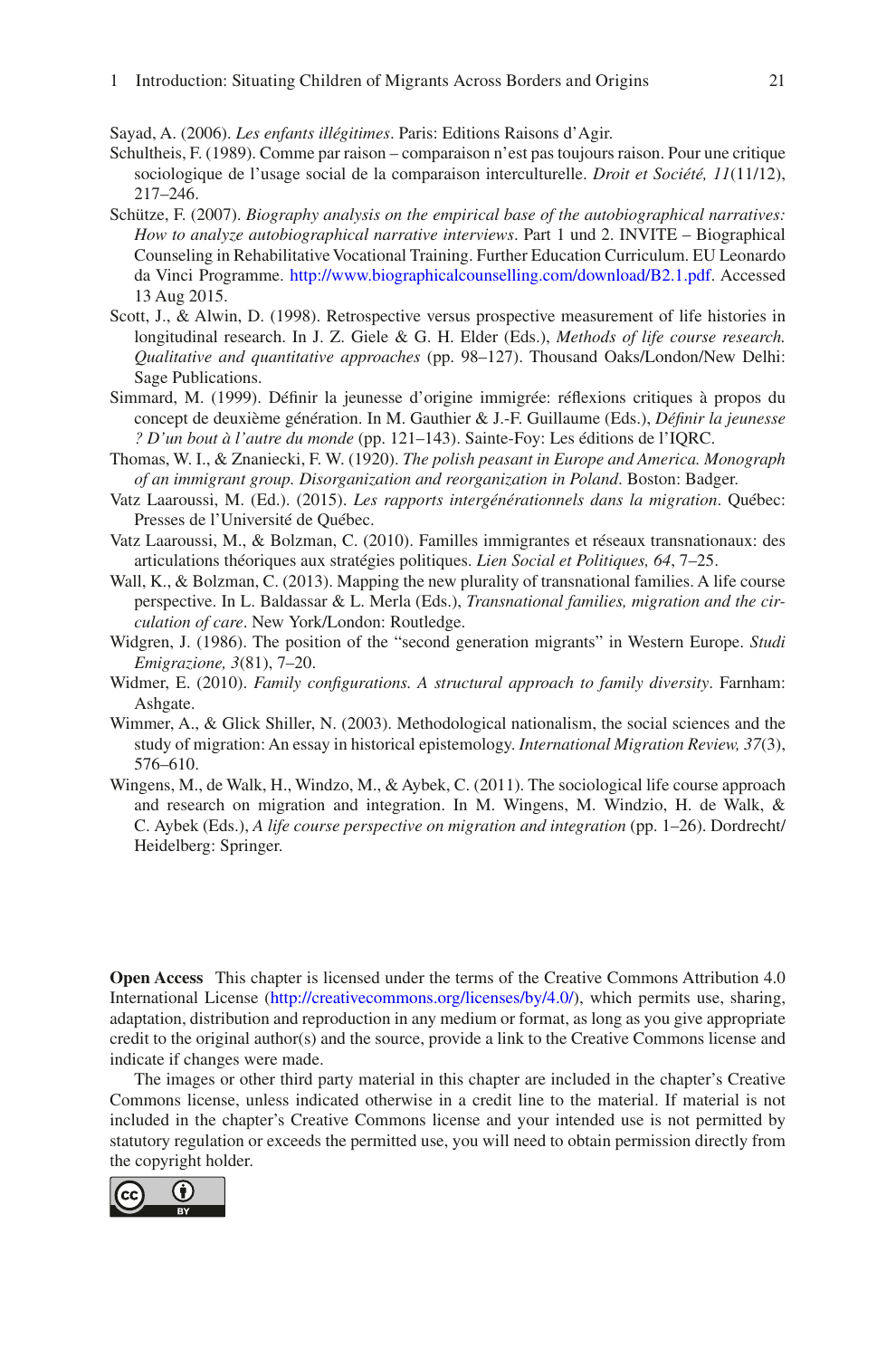Sayad, A. (2006). *Les enfants illégitimes*. Paris: Editions Raisons d'Agir.

Schultheis, F. (1989). Comme par raison – comparaison n'est pas toujours raison. Pour une critique sociologique de l'usage social de la comparaison interculturelle. *Droit et Société, 11*(11/12), 217–246.

Schütze, F. (2007). *Biography analysis on the empirical base of the autobiographical narratives: How to analyze autobiographical narrative interviews*. Part 1 und 2. INVITE – Biographical Counseling in Rehabilitative Vocational Training. Further Education Curriculum. EU Leonardo da Vinci Programme. http://www.biographicalcounselling.com/download/B2.1.pdf. Accessed 13 Aug 2015.

Scott, J., & Alwin, D. (1998). Retrospective versus prospective measurement of life histories in longitudinal research. In J. Z. Giele & G. H. Elder (Eds.), *Methods of life course research. Qualitative and quantitative approaches* (pp. 98–127). Thousand Oaks/London/New Delhi: Sage Publications.

Simmard, M. (1999). Définir la jeunesse d'origine immigrée: réflexions critiques à propos du concept de deuxième génération. In M. Gauthier & J.-F. Guillaume (Eds.), *Définir la jeunesse ? D'un bout à l'autre du monde* (pp. 121–143). Sainte-Foy: Les éditions de l'IQRC.

Thomas, W. I., & Znaniecki, F. W. (1920). *The polish peasant in Europe and America. Monograph of an immigrant group. Disorganization and reorganization in Poland*. Boston: Badger.

Vatz Laaroussi, M. (Ed.). (2015). *Les rapports intergénérationnels dans la migration*. Québec: Presses de l'Université de Québec.

Vatz Laaroussi, M., & Bolzman, C. (2010). Familles immigrantes et réseaux transnationaux: des articulations théoriques aux stratégies politiques. *Lien Social et Politiques, 64*, 7–25.

Wall, K., & Bolzman, C. (2013). Mapping the new plurality of transnational families. A life course perspective. In L. Baldassar & L. Merla (Eds.), *Transnational families, migration and the circulation of care*. New York/London: Routledge.

Widgren, J. (1986). The position of the "second generation migrants" in Western Europe. *Studi Emigrazione, 3*(81), 7–20.

Widmer, E. (2010). *Family configurations. A structural approach to family diversity*. Farnham: Ashgate.

Wimmer, A., & Glick Shiller, N. (2003). Methodological nationalism, the social sciences and the study of migration: An essay in historical epistemology. *International Migration Review, 37*(3), 576–610.

Wingens, M., de Walk, H., Windzo, M., & Aybek, C. (2011). The sociological life course approach and research on migration and integration. In M. Wingens, M. Windzio, H. de Walk, & C. Aybek (Eds.), *A life course perspective on migration and integration* (pp. 1–26). Dordrecht/Heidelberg: Springer.

**Open Access** This chapter is licensed under the terms of the Creative Commons Attribution 4.0 International License (http://creativecommons.org/licenses/by/4.0/), which permits use, sharing, adaptation, distribution and reproduction in any medium or format, as long as you give appropriate credit to the original author(s) and the source, provide a link to the Creative Commons license and indicate if changes were made.

The images or other third party material in this chapter are included in the chapter's Creative Commons license, unless indicated otherwise in a credit line to the material. If material is not included in the chapter's Creative Commons license and your intended use is not permitted by statutory regulation or exceeds the permitted use, you will need to obtain permission directly from the copyright holder.